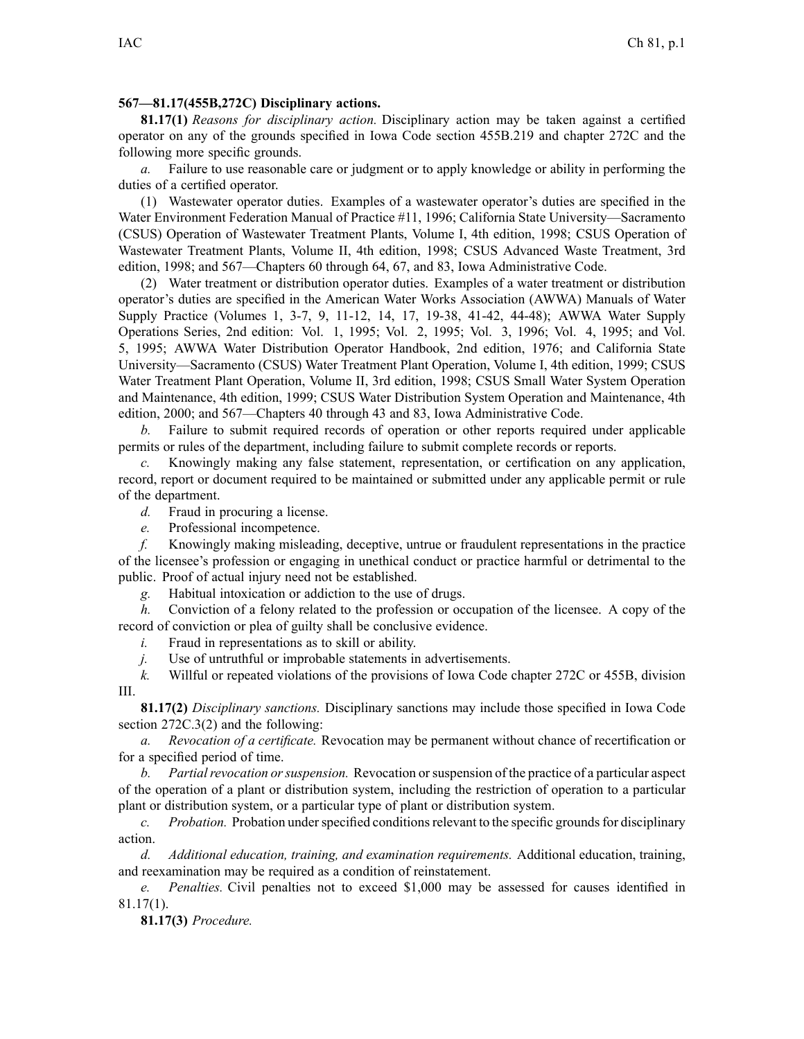**567—81.17(455B,272C) Disciplinary actions.**

**81.17(1)** *Reasons for disciplinary action.* Disciplinary action may be taken against a certified operator on any of the grounds specified in Iowa Code section 455B.219 and chapter 272C and the following more specific grounds.

*a.* Failure to use reasonable care or judgment or to apply knowledge or ability in performing the duties of a certified operator.

(1) Wastewater operator duties. Examples of a wastewater operator's duties are specified in the Water Environment Federation Manual of Practice #11, 1996; California State University—Sacramento (CSUS) Operation of Wastewater Treatment Plants, Volume I, 4th edition, 1998; CSUS Operation of Wastewater Treatment Plants, Volume II, 4th edition, 1998; CSUS Advanced Waste Treatment, 3rd edition, 1998; and 567—Chapters 60 through 64, 67, and 83, Iowa Administrative Code.

(2) Water treatment or distribution operator duties. Examples of a water treatment or distribution operator's duties are specified in the American Water Works Association (AWWA) Manuals of Water Supply Practice (Volumes 1, 3-7, 9, 11-12, 14, 17, 19-38, 41-42, 44-48); AWWA Water Supply Operations Series, 2nd edition: Vol. 1, 1995; Vol. 2, 1995; Vol. 3, 1996; Vol. 4, 1995; and Vol. 5, 1995; AWWA Water Distribution Operator Handbook, 2nd edition, 1976; and California State University—Sacramento (CSUS) Water Treatment Plant Operation, Volume I, 4th edition, 1999; CSUS Water Treatment Plant Operation, Volume II, 3rd edition, 1998; CSUS Small Water System Operation and Maintenance, 4th edition, 1999; CSUS Water Distribution System Operation and Maintenance, 4th edition, 2000; and 567—Chapters 40 through 43 and 83, Iowa Administrative Code.

*b.* Failure to submit required records of operation or other reports required under applicable permits or rules of the department, including failure to submit complete records or reports.

*c.* Knowingly making any false statement, representation, or certification on any application, record, report or document required to be maintained or submitted under any applicable permit or rule of the department.

*d.* Fraud in procuring a license.

*e.* Professional incompetence.

*f.* Knowingly making misleading, deceptive, untrue or fraudulent representations in the practice of the licensee's profession or engaging in unethical conduct or practice harmful or detrimental to the public. Proof of actual injury need not be established.

*g.* Habitual intoxication or addiction to the use of drugs.

*h.* Conviction of a felony related to the profession or occupation of the licensee. A copy of the record of conviction or plea of guilty shall be conclusive evidence.

*i.* Fraud in representations as to skill or ability.

*j.* Use of untruthful or improbable statements in advertisements.

*k.* Willful or repeated violations of the provisions of Iowa Code chapter 272C or 455B, division III.

**81.17(2)** *Disciplinary sanctions.* Disciplinary sanctions may include those specified in Iowa Code section 272C.3(2) and the following:

*a.* *Revocation of a certificate.* Revocation may be permanent without chance of recertification or for a specified period of time.

*b.* *Partial revocation or suspension.* Revocation or suspension of the practice of a particular aspect of the operation of a plant or distribution system, including the restriction of operation to a particular plant or distribution system, or a particular type of plant or distribution system.

*c.* *Probation.* Probation under specified conditions relevant to the specific grounds for disciplinary action.

*d.* *Additional education, training, and examination requirements.* Additional education, training, and reexamination may be required as a condition of reinstatement.

*e.* *Penalties.* Civil penalties not to exceed $1,000 may be assessed for causes identified in 81.17(1).

**81.17(3)** *Procedure.*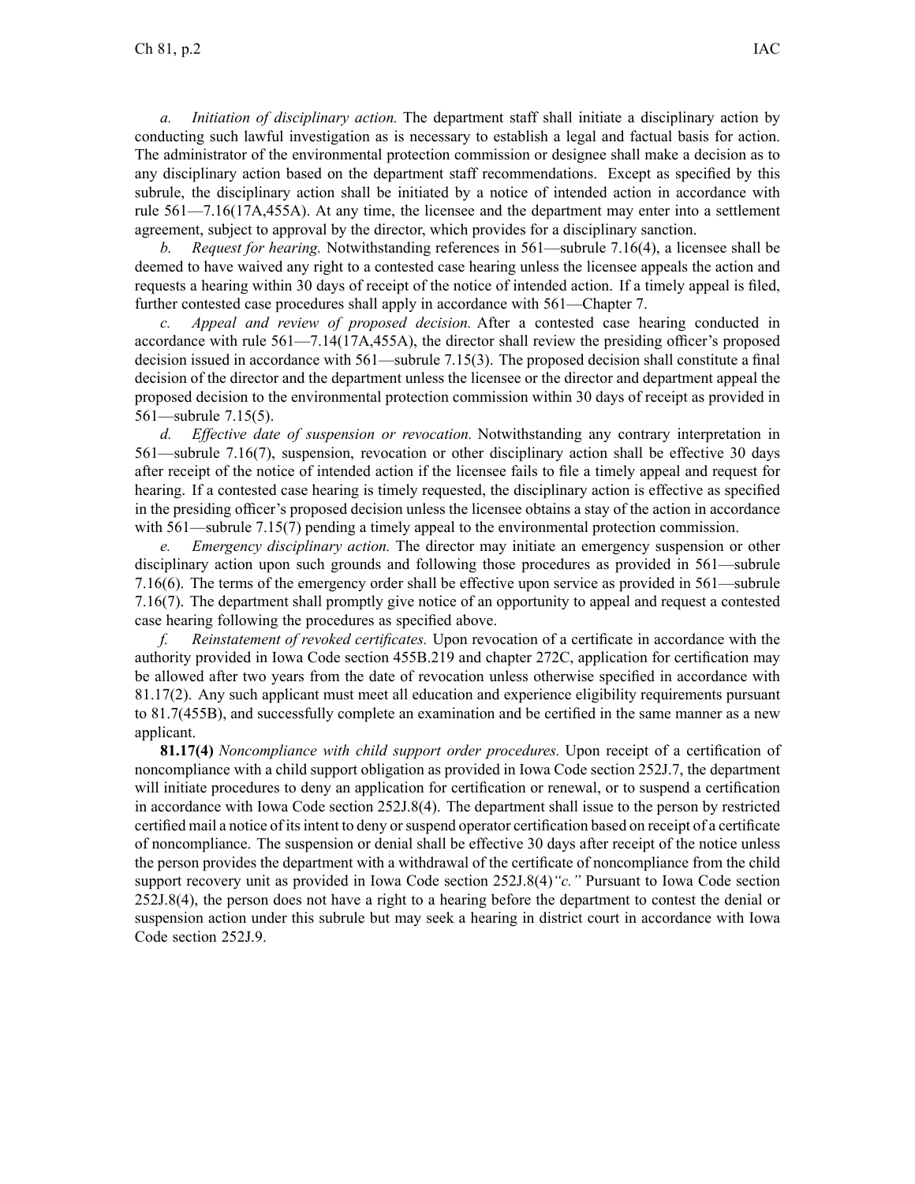*a. Initiation of disciplinary action.* The department staff shall initiate a disciplinary action by conducting such lawful investigation as is necessary to establish a legal and factual basis for action. The administrator of the environmental protection commission or designee shall make a decision as to any disciplinary action based on the department staff recommendations. Except as specified by this subrule, the disciplinary action shall be initiated by a notice of intended action in accordance with rule 561—7.16(17A,455A). At any time, the licensee and the department may enter into a settlement agreement, subject to approval by the director, which provides for a disciplinary sanction.

*b. Request for hearing.* Notwithstanding references in 561—subrule 7.16(4), a licensee shall be deemed to have waived any right to a contested case hearing unless the licensee appeals the action and requests a hearing within 30 days of receipt of the notice of intended action. If a timely appeal is filed, further contested case procedures shall apply in accordance with 561—Chapter 7.

*c. Appeal and review of proposed decision.* After a contested case hearing conducted in accordance with rule 561—7.14(17A,455A), the director shall review the presiding officer's proposed decision issued in accordance with 561—subrule 7.15(3). The proposed decision shall constitute a final decision of the director and the department unless the licensee or the director and department appeal the proposed decision to the environmental protection commission within 30 days of receipt as provided in 561—subrule 7.15(5).

*d. Effective date of suspension or revocation.* Notwithstanding any contrary interpretation in 561—subrule 7.16(7), suspension, revocation or other disciplinary action shall be effective 30 days after receipt of the notice of intended action if the licensee fails to file a timely appeal and request for hearing. If a contested case hearing is timely requested, the disciplinary action is effective as specified in the presiding officer's proposed decision unless the licensee obtains a stay of the action in accordance with 561—subrule 7.15(7) pending a timely appeal to the environmental protection commission.

*e. Emergency disciplinary action.* The director may initiate an emergency suspension or other disciplinary action upon such grounds and following those procedures as provided in 561—subrule 7.16(6). The terms of the emergency order shall be effective upon service as provided in 561—subrule 7.16(7). The department shall promptly give notice of an opportunity to appeal and request a contested case hearing following the procedures as specified above.

*f. Reinstatement of revoked certificates.* Upon revocation of a certificate in accordance with the authority provided in Iowa Code section 455B.219 and chapter 272C, application for certification may be allowed after two years from the date of revocation unless otherwise specified in accordance with 81.17(2). Any such applicant must meet all education and experience eligibility requirements pursuant to 81.7(455B), and successfully complete an examination and be certified in the same manner as a new applicant.

**81.17(4)** *Noncompliance with child support order procedures.* Upon receipt of a certification of noncompliance with a child support obligation as provided in Iowa Code section 252J.7, the department will initiate procedures to deny an application for certification or renewal, or to suspend a certification in accordance with Iowa Code section 252J.8(4). The department shall issue to the person by restricted certified mail a notice of its intent to deny or suspend operator certification based on receipt of a certificate of noncompliance. The suspension or denial shall be effective 30 days after receipt of the notice unless the person provides the department with a withdrawal of the certificate of noncompliance from the child support recovery unit as provided in Iowa Code section 252J.8(4)*"c."* Pursuant to Iowa Code section 252J.8(4), the person does not have a right to a hearing before the department to contest the denial or suspension action under this subrule but may seek a hearing in district court in accordance with Iowa Code section 252J.9.